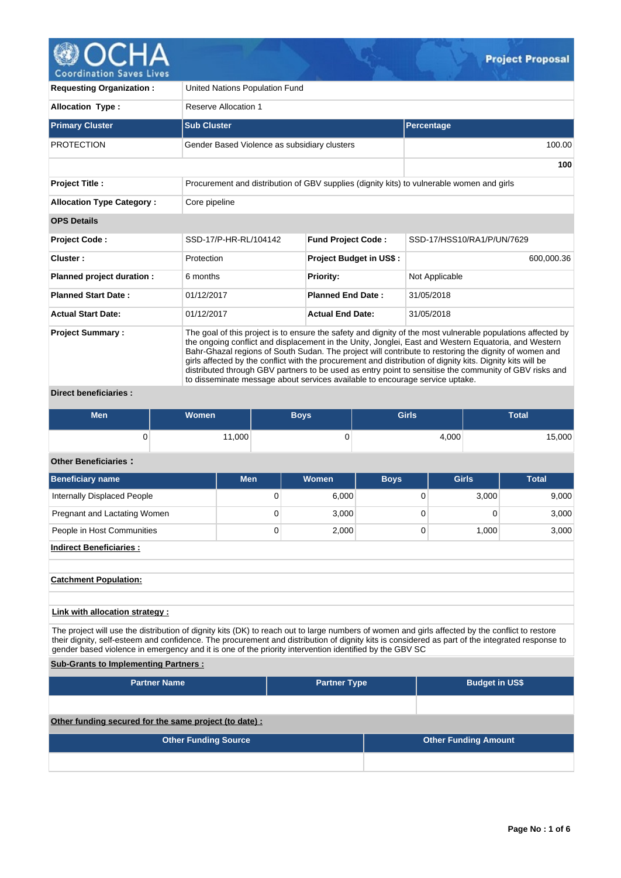# Project Proposal

| | |
|---|---|
| **Requesting Organization :** | United Nations Population Fund |
| **Allocation Type :** | Reserve Allocation 1 |

| Primary Cluster | Sub Cluster | Percentage |
|---|---|---|
| PROTECTION | Gender Based Violence as subsidiary clusters | 100.00 |
| | | **100** |

| | |
|---|---|
| **Project Title :** | Procurement and distribution of GBV supplies (dignity kits) to vulnerable women and girls |
| **Allocation Type Category :** | Core pipeline |

**OPS Details**

| | | | |
|---|---|---|---|
| **Project Code :** | SSD-17/P-HR-RL/104142 | **Fund Project Code :** | SSD-17/HSS10/RA1/P/UN/7629 |
| **Cluster :** | Protection | **Project Budget in US$ :** | 600,000.36 |
| **Planned project duration :** | 6 months | **Priority:** | Not Applicable |
| **Planned Start Date :** | 01/12/2017 | **Planned End Date :** | 31/05/2018 |
| **Actual Start Date:** | 01/12/2017 | **Actual End Date:** | 31/05/2018 |

**Project Summary :** The goal of this project is to ensure the safety and dignity of the most vulnerable populations affected by the ongoing conflict and displacement in the Unity, Jonglei, East and Western Equatoria, and Western Bahr-Ghazal regions of South Sudan. The project will contribute to restoring the dignity of women and girls affected by the conflict with the procurement and distribution of dignity kits. Dignity kits will be distributed through GBV partners to be used as entry point to sensitise the community of GBV risks and to disseminate message about services available to encourage service uptake.

**Direct beneficiaries :**

| Men | Women | Boys | Girls | Total |
|---|---|---|---|---|
| 0 | 11,000 | 0 | 4,000 | 15,000 |

**Other Beneficiaries :**

| Beneficiary name | Men | Women | Boys | Girls | Total |
|---|---|---|---|---|---|
| Internally Displaced People | 0 | 6,000 | 0 | 3,000 | 9,000 |
| Pregnant and Lactating Women | 0 | 3,000 | 0 | 0 | 3,000 |
| People in Host Communities | 0 | 2,000 | 0 | 1,000 | 3,000 |

**Indirect Beneficiaries :**

**Catchment Population:**

**Link with allocation strategy :**

The project will use the distribution of dignity kits (DK) to reach out to large numbers of women and girls affected by the conflict to restore their dignity, self-esteem and confidence. The procurement and distribution of dignity kits is considered as part of the integrated response to gender based violence in emergency and it is one of the priority intervention identified by the GBV SC

**Sub-Grants to Implementing Partners :**

| Partner Name | Partner Type | Budget in US$ |
|---|---|---|
| | | |

**Other funding secured for the same project (to date) :**

| Other Funding Source | Other Funding Amount |
|---|---|
| | |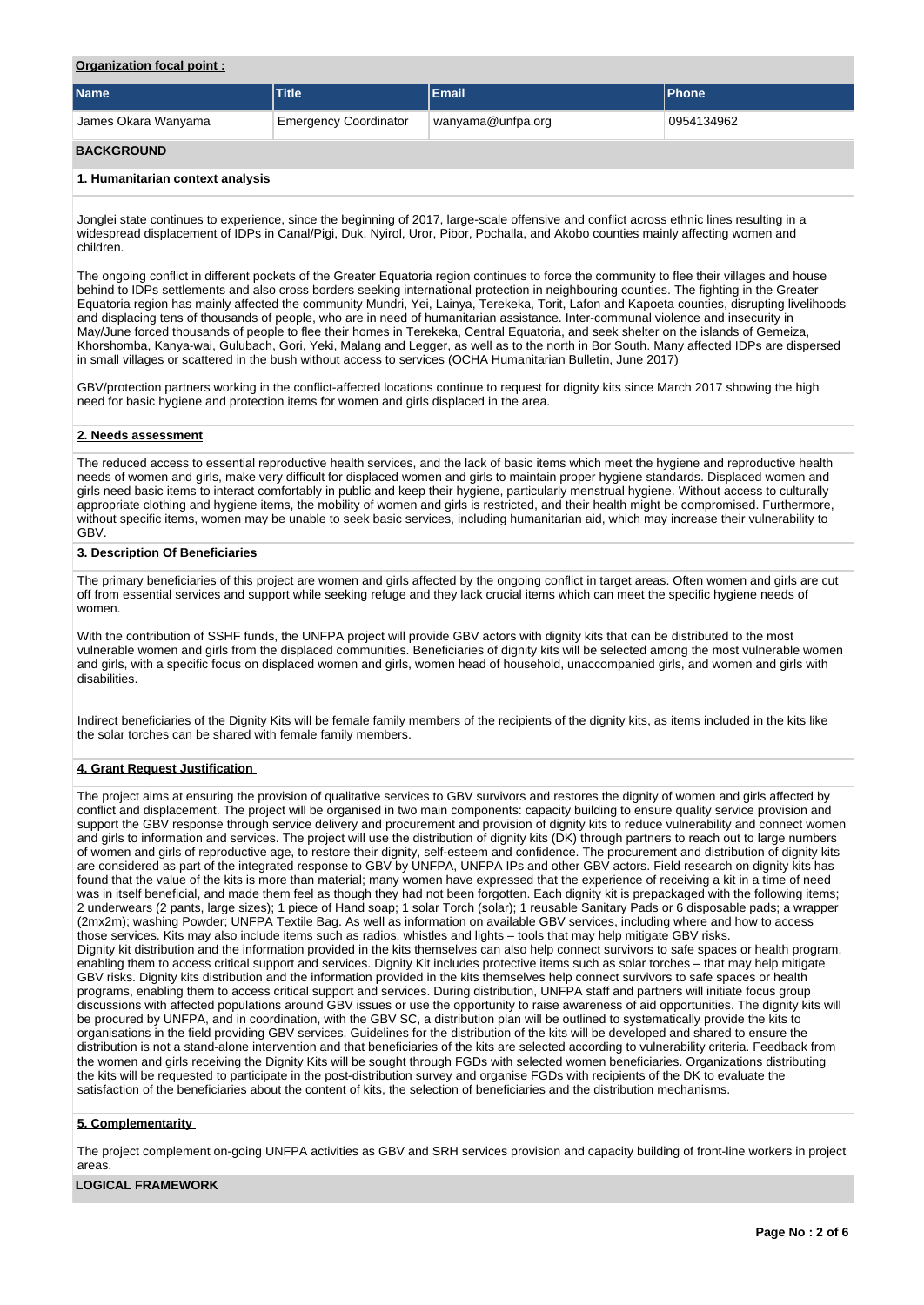**Organization focal point :**

| Name | Title | Email | Phone |
|---|---|---|---|
| James Okara Wanyama | Emergency Coordinator | wanyama@unfpa.org | 0954134962 |

## BACKGROUND

### 1. Humanitarian context analysis

Jonglei state continues to experience, since the beginning of 2017, large-scale offensive and conflict across ethnic lines resulting in a widespread displacement of IDPs in Canal/Pigi, Duk, Nyirol, Uror, Pibor, Pochalla, and Akobo counties mainly affecting women and children.

The ongoing conflict in different pockets of the Greater Equatoria region continues to force the community to flee their villages and house behind to IDPs settlements and also cross borders seeking international protection in neighbouring counties. The fighting in the Greater Equatoria region has mainly affected the community Mundri, Yei, Lainya, Terekeka, Torit, Lafon and Kapoeta counties, disrupting livelihoods and displacing tens of thousands of people, who are in need of humanitarian assistance. Inter-communal violence and insecurity in May/June forced thousands of people to flee their homes in Terekeka, Central Equatoria, and seek shelter on the islands of Gemeiza, Khorshomba, Kanya-wai, Gulubach, Gori, Yeki, Malang and Legger, as well as to the north in Bor South. Many affected IDPs are dispersed in small villages or scattered in the bush without access to services (OCHA Humanitarian Bulletin, June 2017)

GBV/protection partners working in the conflict-affected locations continue to request for dignity kits since March 2017 showing the high need for basic hygiene and protection items for women and girls displaced in the area.

### 2. Needs assessment

The reduced access to essential reproductive health services, and the lack of basic items which meet the hygiene and reproductive health needs of women and girls, make very difficult for displaced women and girls to maintain proper hygiene standards. Displaced women and girls need basic items to interact comfortably in public and keep their hygiene, particularly menstrual hygiene. Without access to culturally appropriate clothing and hygiene items, the mobility of women and girls is restricted, and their health might be compromised. Furthermore, without specific items, women may be unable to seek basic services, including humanitarian aid, which may increase their vulnerability to GBV.

### 3. Description Of Beneficiaries

The primary beneficiaries of this project are women and girls affected by the ongoing conflict in target areas. Often women and girls are cut off from essential services and support while seeking refuge and they lack crucial items which can meet the specific hygiene needs of women.

With the contribution of SSHF funds, the UNFPA project will provide GBV actors with dignity kits that can be distributed to the most vulnerable women and girls from the displaced communities. Beneficiaries of dignity kits will be selected among the most vulnerable women and girls, with a specific focus on displaced women and girls, women head of household, unaccompanied girls, and women and girls with disabilities.

Indirect beneficiaries of the Dignity Kits will be female family members of the recipients of the dignity kits, as items included in the kits like the solar torches can be shared with female family members.

### 4. Grant Request Justification

The project aims at ensuring the provision of qualitative services to GBV survivors and restores the dignity of women and girls affected by conflict and displacement. The project will be organised in two main components: capacity building to ensure quality service provision and support the GBV response through service delivery and procurement and provision of dignity kits to reduce vulnerability and connect women and girls to information and services. The project will use the distribution of dignity kits (DK) through partners to reach out to large numbers of women and girls of reproductive age, to restore their dignity, self-esteem and confidence. The procurement and distribution of dignity kits are considered as part of the integrated response to GBV by UNFPA, UNFPA IPs and other GBV actors. Field research on dignity kits has found that the value of the kits is more than material; many women have expressed that the experience of receiving a kit in a time of need was in itself beneficial, and made them feel as though they had not been forgotten. Each dignity kit is prepackaged with the following items; 2 underwears (2 pants, large sizes); 1 piece of Hand soap; 1 solar Torch (solar); 1 reusable Sanitary Pads or 6 disposable pads; a wrapper (2mx2m); washing Powder; UNFPA Textile Bag. As well as information on available GBV services, including where and how to access those services. Kits may also include items such as radios, whistles and lights – tools that may help mitigate GBV risks.
Dignity kit distribution and the information provided in the kits themselves can also help connect survivors to safe spaces or health program, enabling them to access critical support and services. Dignity Kit includes protective items such as solar torches – that may help mitigate GBV risks. Dignity kits distribution and the information provided in the kits themselves help connect survivors to safe spaces or health programs, enabling them to access critical support and services. During distribution, UNFPA staff and partners will initiate focus group discussions with affected populations around GBV issues or use the opportunity to raise awareness of aid opportunities. The dignity kits will be procured by UNFPA, and in coordination, with the GBV SC, a distribution plan will be outlined to systematically provide the kits to organisations in the field providing GBV services. Guidelines for the distribution of the kits will be developed and shared to ensure the distribution is not a stand-alone intervention and that beneficiaries of the kits are selected according to vulnerability criteria. Feedback from the women and girls receiving the Dignity Kits will be sought through FGDs with selected women beneficiaries. Organizations distributing the kits will be requested to participate in the post-distribution survey and organise FGDs with recipients of the DK to evaluate the satisfaction of the beneficiaries about the content of kits, the selection of beneficiaries and the distribution mechanisms.

### 5. Complementarity

The project complement on-going UNFPA activities as GBV and SRH services provision and capacity building of front-line workers in project areas.

## LOGICAL FRAMEWORK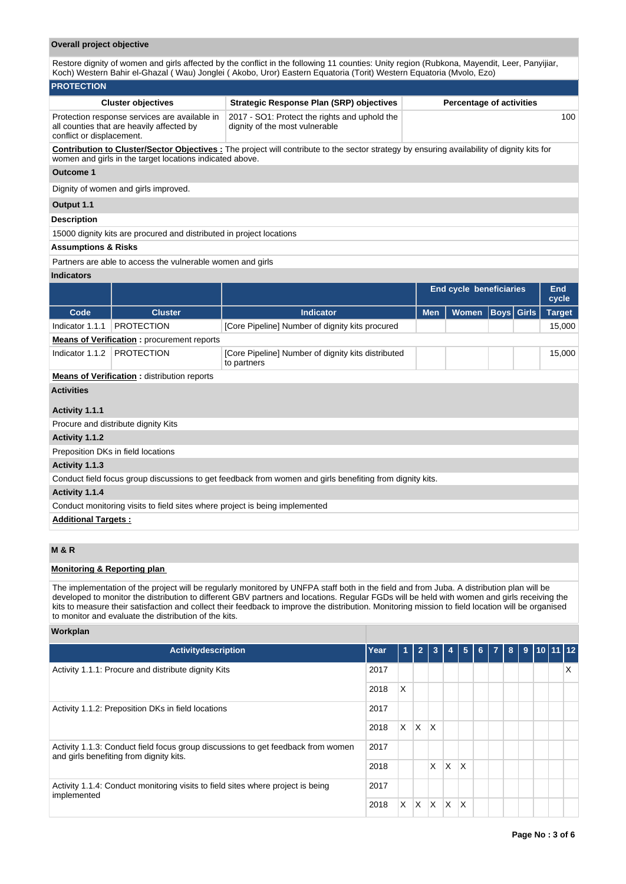### Overall project objective

Restore dignity of women and girls affected by the conflict in the following 11 counties: Unity region (Rubkona, Mayendit, Leer, Panyijiar, Koch) Western Bahir el-Ghazal ( Wau) Jonglei ( Akobo, Uror) Eastern Equatoria (Torit) Western Equatoria (Mvolo, Ezo)

### PROTECTION

| Cluster objectives | Strategic Response Plan (SRP) objectives | Percentage of activities |
| --- | --- | --- |
| Protection response services are available in all counties that are heavily affected by conflict or displacement. | 2017 - SO1: Protect the rights and uphold the dignity of the most vulnerable | 100 |

**Contribution to Cluster/Sector Objectives :** The project will contribute to the sector strategy by ensuring availability of dignity kits for women and girls in the target locations indicated above.

**Outcome 1**

Dignity of women and girls improved.

**Output 1.1**

**Description**

15000 dignity kits are procured and distributed in project locations

**Assumptions & Risks**

Partners are able to access the vulnerable women and girls

**Indicators**

| | | | End cycle beneficiaries | | | | End cycle |
| --- | --- | --- | --- | --- | --- | --- | --- |
| Code | Cluster | Indicator | Men | Women | Boys | Girls | Target |
| Indicator 1.1.1 | PROTECTION | [Core Pipeline] Number of dignity kits procured | | | | | 15,000 |
| Indicator 1.1.2 | PROTECTION | [Core Pipeline] Number of dignity kits distributed to partners | | | | | 15,000 |

**Means of Verification :** procurement reports (Indicator 1.1.1)

**Means of Verification :** distribution reports (Indicator 1.1.2)

**Activities**

**Activity 1.1.1**

Procure and distribute dignity Kits

**Activity 1.1.2**

Preposition DKs in field locations

**Activity 1.1.3**

Conduct field focus group discussions to get feedback from women and girls benefiting from dignity kits.

**Activity 1.1.4**

Conduct monitoring visits to field sites where project is being implemented

**Additional Targets :**

### M & R

**Monitoring & Reporting plan**

The implementation of the project will be regularly monitored by UNFPA staff both in the field and from Juba. A distribution plan will be developed to monitor the distribution to different GBV partners and locations. Regular FGDs will be held with women and girls receiving the kits to measure their satisfaction and collect their feedback to improve the distribution. Monitoring mission to field location will be organised to monitor and evaluate the distribution of the kits.

**Workplan**

| Activitydescription | Year | 1 | 2 | 3 | 4 | 5 | 6 | 7 | 8 | 9 | 10 | 11 | 12 |
| --- | --- | --- | --- | --- | --- | --- | --- | --- | --- | --- | --- | --- | --- |
| Activity 1.1.1: Procure and distribute dignity Kits | 2017 | | | | | | | | | | | | X |
| | 2018 | X | | | | | | | | | | | |
| Activity 1.1.2: Preposition DKs in field locations | 2017 | | | | | | | | | | | | |
| | 2018 | X | X | X | | | | | | | | | |
| Activity 1.1.3: Conduct field focus group discussions to get feedback from women and girls benefiting from dignity kits. | 2017 | | | | | | | | | | | | |
| | 2018 | | | X | X | X | | | | | | | |
| Activity 1.1.4: Conduct monitoring visits to field sites where project is being implemented | 2017 | | | | | | | | | | | | |
| | 2018 | X | X | X | X | X | | | | | | | |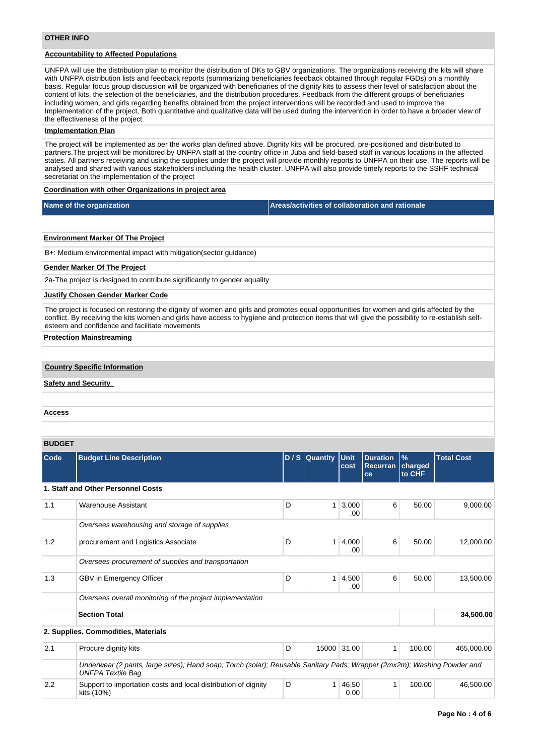## OTHER INFO

**Accountability to Affected Populations**

UNFPA will use the distribution plan to monitor the distribution of DKs to GBV organizations. The organizations receiving the kits will share with UNFPA distribution lists and feedback reports (summarizing beneficiaries feedback obtained through regular FGDs) on a monthly basis. Regular focus group discussion will be organized with beneficiaries of the dignity kits to assess their level of satisfaction about the content of kits, the selection of the beneficiaries, and the distribution procedures. Feedback from the different groups of beneficiaries including women, and girls regarding benefits obtained from the project interventions will be recorded and used to improve the Implementation of the project. Both quantitative and qualitative data will be used during the intervention in order to have a broader view of the effectiveness of the project

**Implementation Plan**

The project will be implemented as per the works plan defined above. Dignity kits will be procured, pre-positioned and distributed to partners.The project will be monitored by UNFPA staff at the country office in Juba and field-based staff in various locations in the affected states. All partners receiving and using the supplies under the project will provide monthly reports to UNFPA on their use. The reports will be analysed and shared with various stakeholders including the health cluster. UNFPA will also provide timely reports to the SSHF technical secretariat on the implementation of the project

**Coordination with other Organizations in project area**

| Name of the organization | Areas/activities of collaboration and rationale |
|---|---|
| | |

**Environment Marker Of The Project**

B+: Medium environmental impact with mitigation(sector guidance)

**Gender Marker Of The Project**

2a-The project is designed to contribute significantly to gender equality

**Justify Chosen Gender Marker Code**

The project is focused on restoring the dignity of women and girls and promotes equal opportunities for women and girls affected by the conflict. By receiving the kits women and girls have access to hygiene and protection items that will give the possibility to re-establish self-esteem and confidence and facilitate movements

**Protection Mainstreaming**

**Country Specific Information**

**Safety and Security**

**Access**

## BUDGET

| Code | Budget Line Description | D / S | Quantity | Unit cost | Duration Recurrance | % charged to CHF | Total Cost |
|---|---|---|---|---|---|---|---|
| **1. Staff and Other Personnel Costs** | | | | | | | |
| 1.1 | Warehouse Assistant | D | 1 | 3,000.00 | 6 | 50.00 | 9,000.00 |
| | *Oversees warehousing and storage of supplies* | | | | | | |
| 1.2 | procurement and Logistics Associate | D | 1 | 4,000.00 | 6 | 50.00 | 12,000.00 |
| | *Oversees procurement of supplies and transportation* | | | | | | |
| 1.3 | GBV in Emergency Officer | D | 1 | 4,500.00 | 6 | 50.00 | 13,500.00 |
| | *Oversees overall monitoring of the project implementation* | | | | | | |
| | **Section Total** | | | | | | **34,500.00** |
| **2. Supplies, Commodities, Materials** | | | | | | | |
| 2.1 | Procure dignity kits | D | 15000 | 31.00 | 1 | 100.00 | 465,000.00 |
| | *Underwear (2 pants, large sizes); Hand soap; Torch (solar); Reusable Sanitary Pads; Wrapper (2mx2m); Washing Powder and UNFPA Textile Bag* | | | | | | |
| 2.2 | Support to importation costs and local distribution of dignity kits (10%) | D | 1 | 46,500.00 | 1 | 100.00 | 46,500.00 |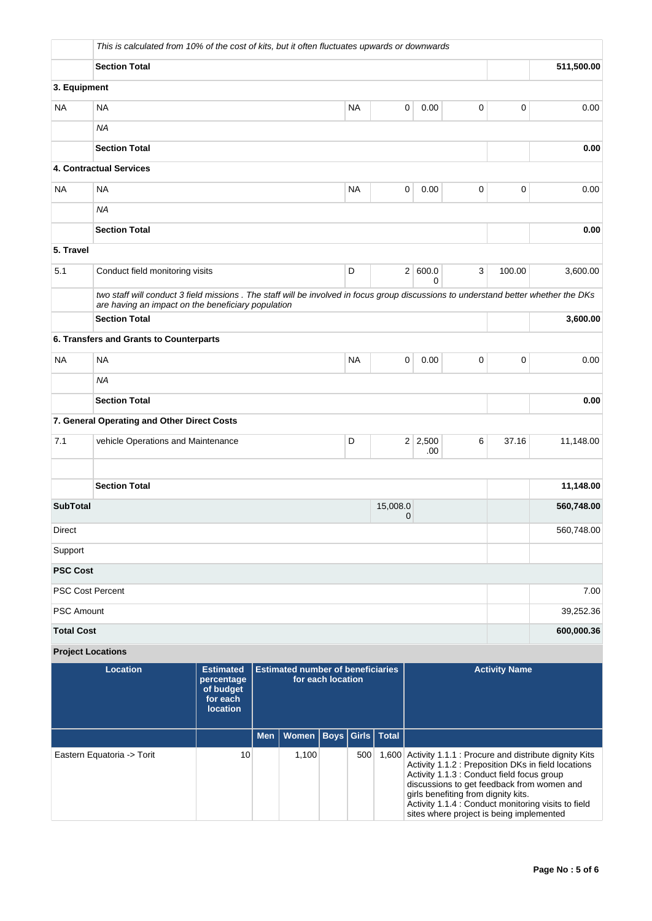| | | | | | | | |
|---|---|---|---|---|---|---|---|
| | *This is calculated from 10% of the cost of kits, but it often fluctuates upwards or downwards* | | | | | | |
| | **Section Total** | | | | | | **511,500.00** |
| **3. Equipment** | | | | | | | |
| NA | NA | NA | 0 | 0.00 | 0 | 0 | 0.00 |
| | *NA* | | | | | | |
| | **Section Total** | | | | | | **0.00** |
| **4. Contractual Services** | | | | | | | |
| NA | NA | NA | 0 | 0.00 | 0 | 0 | 0.00 |
| | *NA* | | | | | | |
| | **Section Total** | | | | | | **0.00** |
| **5. Travel** | | | | | | | |
| 5.1 | Conduct field monitoring visits | D | 2 | 600.00 | 3 | 100.00 | 3,600.00 |
| | *two staff will conduct 3 field missions . The staff will be involved in focus group discussions to understand better whether the DKs are having an impact on the beneficiary population* | | | | | | |
| | **Section Total** | | | | | | **3,600.00** |
| **6. Transfers and Grants to Counterparts** | | | | | | | |
| NA | NA | NA | 0 | 0.00 | 0 | 0 | 0.00 |
| | *NA* | | | | | | |
| | **Section Total** | | | | | | **0.00** |
| **7. General Operating and Other Direct Costs** | | | | | | | |
| 7.1 | vehicle Operations and Maintenance | D | 2 | 2,500.00 | 6 | 37.16 | 11,148.00 |
| | | | | | | | |
| | **Section Total** | | | | | | **11,148.00** |
| **SubTotal** | | | 15,008.00 | | | | **560,748.00** |
| Direct | | | | | | | 560,748.00 |
| Support | | | | | | | |
| **PSC Cost** | | | | | | | |
| PSC Cost Percent | | | | | | | 7.00 |
| PSC Amount | | | | | | | 39,252.36 |
| **Total Cost** | | | | | | | **600,000.36** |

**Project Locations**

| Location | Estimated percentage of budget for each location | Estimated number of beneficiaries for each location | | | | | Activity Name |
|---|---|---|---|---|---|---|---|
| | | Men | Women | Boys | Girls | Total | |
| Eastern Equatoria -> Torit | 10 | | 1,100 | | 500 | 1,600 | Activity 1.1.1 : Procure and distribute dignity Kits<br>Activity 1.1.2 : Preposition DKs in field locations<br>Activity 1.1.3 : Conduct field focus group discussions to get feedback from women and girls benefiting from dignity kits.<br>Activity 1.1.4 : Conduct monitoring visits to field sites where project is being implemented |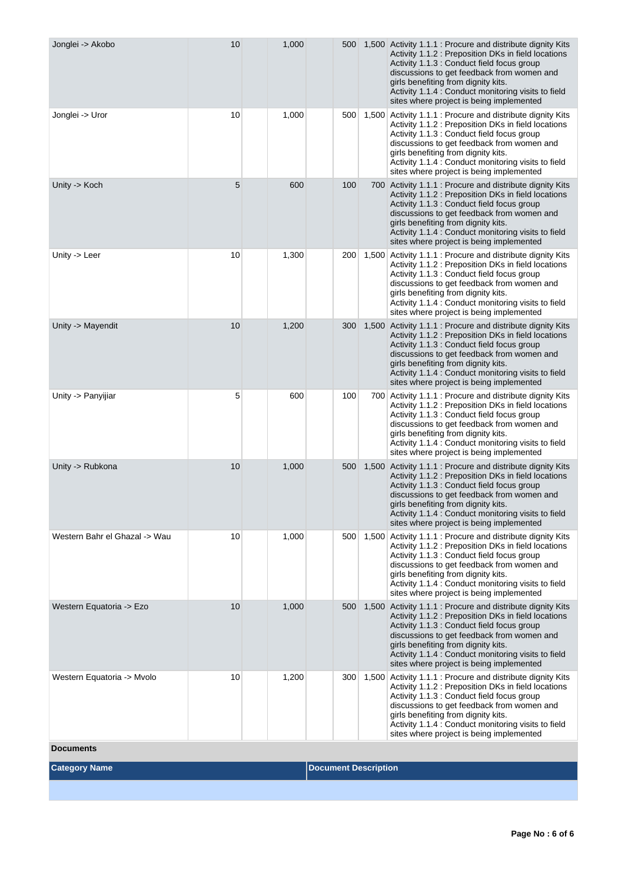| | | | | | | | |
|---|---|---|---|---|---|---|---|
| Jonglei -> Akobo | 10 | | 1,000 | | 500 | 1,500 | Activity 1.1.1 : Procure and distribute dignity Kits<br>Activity 1.1.2 : Preposition DKs in field locations<br>Activity 1.1.3 : Conduct field focus group discussions to get feedback from women and girls benefiting from dignity kits.<br>Activity 1.1.4 : Conduct monitoring visits to field sites where project is being implemented |
| Jonglei -> Uror | 10 | | 1,000 | | 500 | 1,500 | Activity 1.1.1 : Procure and distribute dignity Kits<br>Activity 1.1.2 : Preposition DKs in field locations<br>Activity 1.1.3 : Conduct field focus group discussions to get feedback from women and girls benefiting from dignity kits.<br>Activity 1.1.4 : Conduct monitoring visits to field sites where project is being implemented |
| Unity -> Koch | 5 | | 600 | | 100 | 700 | Activity 1.1.1 : Procure and distribute dignity Kits<br>Activity 1.1.2 : Preposition DKs in field locations<br>Activity 1.1.3 : Conduct field focus group discussions to get feedback from women and girls benefiting from dignity kits.<br>Activity 1.1.4 : Conduct monitoring visits to field sites where project is being implemented |
| Unity -> Leer | 10 | | 1,300 | | 200 | 1,500 | Activity 1.1.1 : Procure and distribute dignity Kits<br>Activity 1.1.2 : Preposition DKs in field locations<br>Activity 1.1.3 : Conduct field focus group discussions to get feedback from women and girls benefiting from dignity kits.<br>Activity 1.1.4 : Conduct monitoring visits to field sites where project is being implemented |
| Unity -> Mayendit | 10 | | 1,200 | | 300 | 1,500 | Activity 1.1.1 : Procure and distribute dignity Kits<br>Activity 1.1.2 : Preposition DKs in field locations<br>Activity 1.1.3 : Conduct field focus group discussions to get feedback from women and girls benefiting from dignity kits.<br>Activity 1.1.4 : Conduct monitoring visits to field sites where project is being implemented |
| Unity -> Panyijiar | 5 | | 600 | | 100 | 700 | Activity 1.1.1 : Procure and distribute dignity Kits<br>Activity 1.1.2 : Preposition DKs in field locations<br>Activity 1.1.3 : Conduct field focus group discussions to get feedback from women and girls benefiting from dignity kits.<br>Activity 1.1.4 : Conduct monitoring visits to field sites where project is being implemented |
| Unity -> Rubkona | 10 | | 1,000 | | 500 | 1,500 | Activity 1.1.1 : Procure and distribute dignity Kits<br>Activity 1.1.2 : Preposition DKs in field locations<br>Activity 1.1.3 : Conduct field focus group discussions to get feedback from women and girls benefiting from dignity kits.<br>Activity 1.1.4 : Conduct monitoring visits to field sites where project is being implemented |
| Western Bahr el Ghazal -> Wau | 10 | | 1,000 | | 500 | 1,500 | Activity 1.1.1 : Procure and distribute dignity Kits<br>Activity 1.1.2 : Preposition DKs in field locations<br>Activity 1.1.3 : Conduct field focus group discussions to get feedback from women and girls benefiting from dignity kits.<br>Activity 1.1.4 : Conduct monitoring visits to field sites where project is being implemented |
| Western Equatoria -> Ezo | 10 | | 1,000 | | 500 | 1,500 | Activity 1.1.1 : Procure and distribute dignity Kits<br>Activity 1.1.2 : Preposition DKs in field locations<br>Activity 1.1.3 : Conduct field focus group discussions to get feedback from women and girls benefiting from dignity kits.<br>Activity 1.1.4 : Conduct monitoring visits to field sites where project is being implemented |
| Western Equatoria -> Mvolo | 10 | | 1,200 | | 300 | 1,500 | Activity 1.1.1 : Procure and distribute dignity Kits<br>Activity 1.1.2 : Preposition DKs in field locations<br>Activity 1.1.3 : Conduct field focus group discussions to get feedback from women and girls benefiting from dignity kits.<br>Activity 1.1.4 : Conduct monitoring visits to field sites where project is being implemented |

**Documents**

| Category Name | Document Description |
|---|---|
| | |